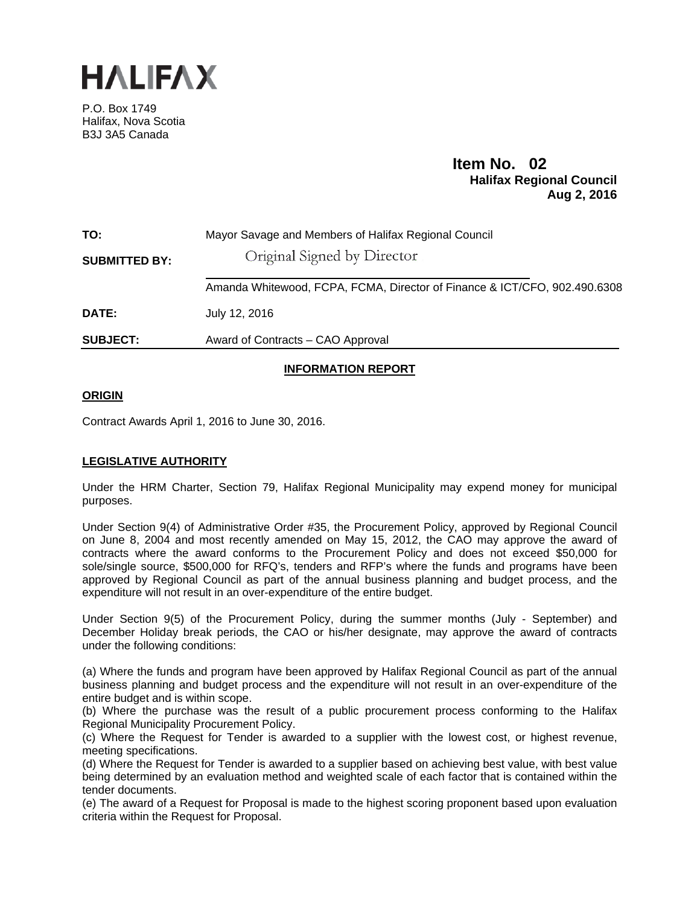# HALIFAX

P.O. Box 1749
Halifax, Nova Scotia
B3J 3A5 Canada

**Item No. 02**
**Halifax Regional Council**
**Aug 2, 2016**

| | |
|---|---|
| **TO:** | Mayor Savage and Members of Halifax Regional Council |
| **SUBMITTED BY:** | Original Signed by Director |
| | Amanda Whitewood, FCPA, FCMA, Director of Finance & ICT/CFO, 902.490.6308 |
| **DATE:** | July 12, 2016 |
| **SUBJECT:** | Award of Contracts – CAO Approval |

## INFORMATION REPORT

### ORIGIN

Contract Awards April 1, 2016 to June 30, 2016.

### LEGISLATIVE AUTHORITY

Under the HRM Charter, Section 79, Halifax Regional Municipality may expend money for municipal purposes.

Under Section 9(4) of Administrative Order #35, the Procurement Policy, approved by Regional Council on June 8, 2004 and most recently amended on May 15, 2012, the CAO may approve the award of contracts where the award conforms to the Procurement Policy and does not exceed $50,000 for sole/single source, $500,000 for RFQ's, tenders and RFP's where the funds and programs have been approved by Regional Council as part of the annual business planning and budget process, and the expenditure will not result in an over-expenditure of the entire budget.

Under Section 9(5) of the Procurement Policy, during the summer months (July - September) and December Holiday break periods, the CAO or his/her designate, may approve the award of contracts under the following conditions:

(a) Where the funds and program have been approved by Halifax Regional Council as part of the annual business planning and budget process and the expenditure will not result in an over-expenditure of the entire budget and is within scope.
(b) Where the purchase was the result of a public procurement process conforming to the Halifax Regional Municipality Procurement Policy.
(c) Where the Request for Tender is awarded to a supplier with the lowest cost, or highest revenue, meeting specifications.
(d) Where the Request for Tender is awarded to a supplier based on achieving best value, with best value being determined by an evaluation method and weighted scale of each factor that is contained within the tender documents.
(e) The award of a Request for Proposal is made to the highest scoring proponent based upon evaluation criteria within the Request for Proposal.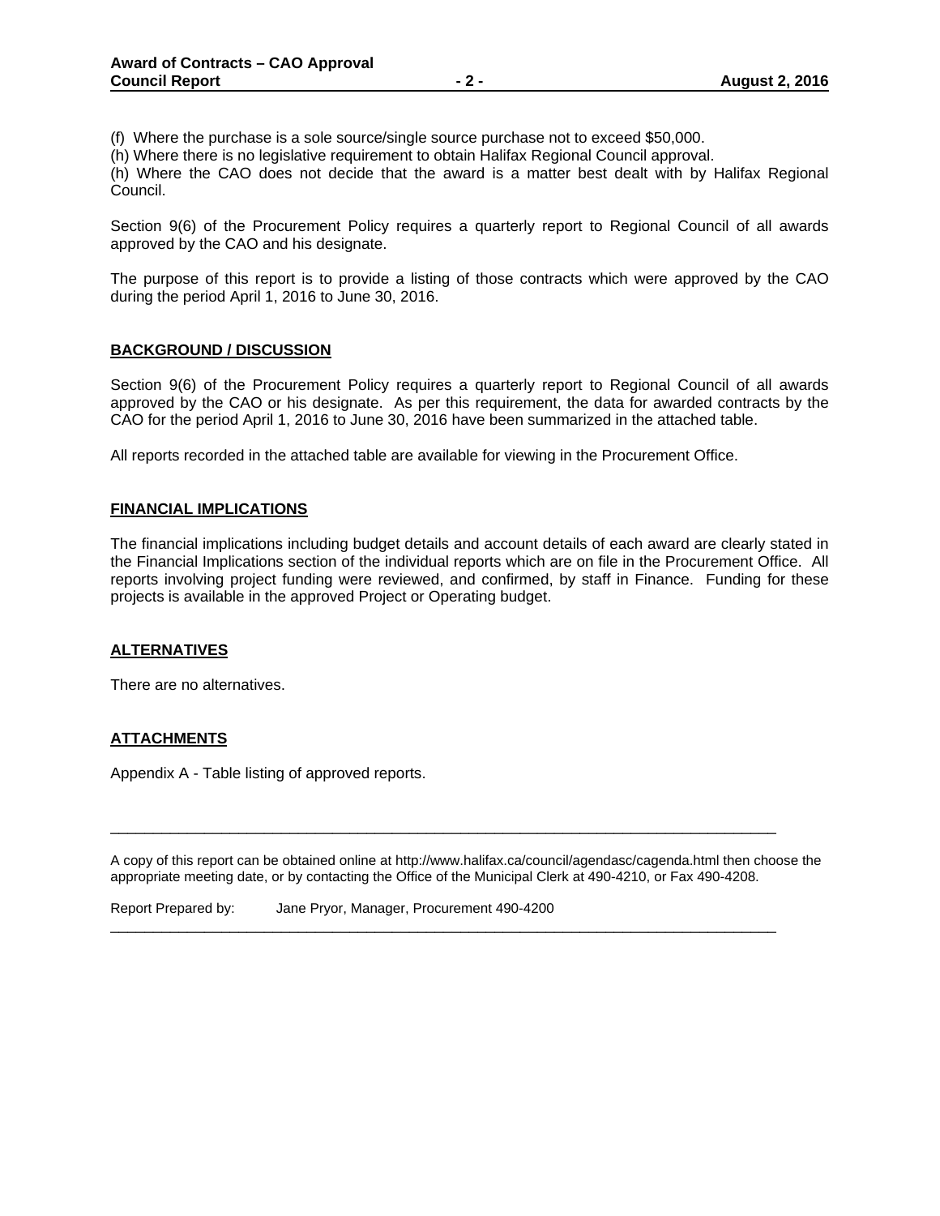(f) Where the purchase is a sole source/single source purchase not to exceed $50,000.

(h) Where there is no legislative requirement to obtain Halifax Regional Council approval.

(h) Where the CAO does not decide that the award is a matter best dealt with by Halifax Regional Council.

Section 9(6) of the Procurement Policy requires a quarterly report to Regional Council of all awards approved by the CAO and his designate.

The purpose of this report is to provide a listing of those contracts which were approved by the CAO during the period April 1, 2016 to June 30, 2016.

## BACKGROUND / DISCUSSION

Section 9(6) of the Procurement Policy requires a quarterly report to Regional Council of all awards approved by the CAO or his designate. As per this requirement, the data for awarded contracts by the CAO for the period April 1, 2016 to June 30, 2016 have been summarized in the attached table.

All reports recorded in the attached table are available for viewing in the Procurement Office.

## FINANCIAL IMPLICATIONS

The financial implications including budget details and account details of each award are clearly stated in the Financial Implications section of the individual reports which are on file in the Procurement Office. All reports involving project funding were reviewed, and confirmed, by staff in Finance. Funding for these projects is available in the approved Project or Operating budget.

## ALTERNATIVES

There are no alternatives.

## ATTACHMENTS

Appendix A - Table listing of approved reports.

---

A copy of this report can be obtained online at http://www.halifax.ca/council/agendasc/cagenda.html then choose the appropriate meeting date, or by contacting the Office of the Municipal Clerk at 490-4210, or Fax 490-4208.

Report Prepared by: Jane Pryor, Manager, Procurement 490-4200

---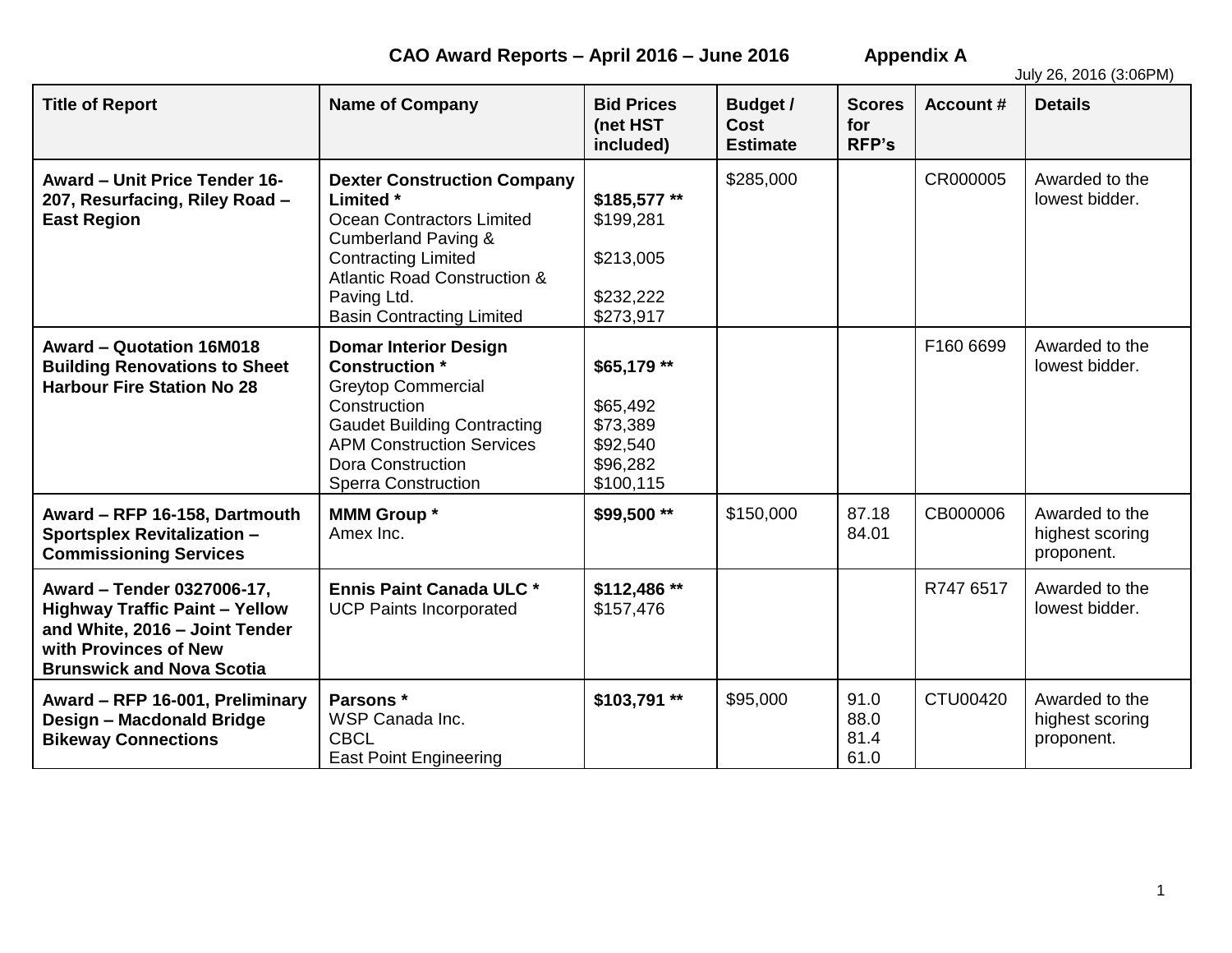## CAO Award Reports – April 2016 – June 2016 Appendix A

July 26, 2016 (3:06PM)

| Title of Report | Name of Company | Bid Prices (net HST included) | Budget / Cost Estimate | Scores for RFP's | Account # | Details |
|---|---|---|---|---|---|---|
| **Award – Unit Price Tender 16-207, Resurfacing, Riley Road – East Region** | **Dexter Construction Company Limited *** <br> Ocean Contractors Limited <br> Cumberland Paving & Contracting Limited <br> Atlantic Road Construction & Paving Ltd. <br> Basin Contracting Limited | **$185,577 **** <br> $199,281 <br> $213,005 <br> $232,222 <br> $273,917 | $285,000 | | CR000005 | Awarded to the lowest bidder. |
| **Award – Quotation 16M018 Building Renovations to Sheet Harbour Fire Station No 28** | **Domar Interior Design Construction *** <br> Greytop Commercial Construction <br> Gaudet Building Contracting <br> APM Construction Services <br> Dora Construction <br> Sperra Construction | **$65,179 **** <br> $65,492 <br> $73,389 <br> $92,540 <br> $96,282 <br> $100,115 | | | F160 6699 | Awarded to the lowest bidder. |
| **Award – RFP 16-158, Dartmouth Sportsplex Revitalization – Commissioning Services** | **MMM Group *** <br> Amex Inc. | **$99,500 **** | $150,000 | 87.18 <br> 84.01 | CB000006 | Awarded to the highest scoring proponent. |
| **Award – Tender 0327006-17, Highway Traffic Paint – Yellow and White, 2016 – Joint Tender with Provinces of New Brunswick and Nova Scotia** | **Ennis Paint Canada ULC *** <br> UCP Paints Incorporated | **$112,486 **** <br> $157,476 | | | R747 6517 | Awarded to the lowest bidder. |
| **Award – RFP 16-001, Preliminary Design – Macdonald Bridge Bikeway Connections** | **Parsons *** <br> WSP Canada Inc. <br> CBCL <br> East Point Engineering | **$103,791 **** | $95,000 | 91.0 <br> 88.0 <br> 81.4 <br> 61.0 | CTU00420 | Awarded to the highest scoring proponent. |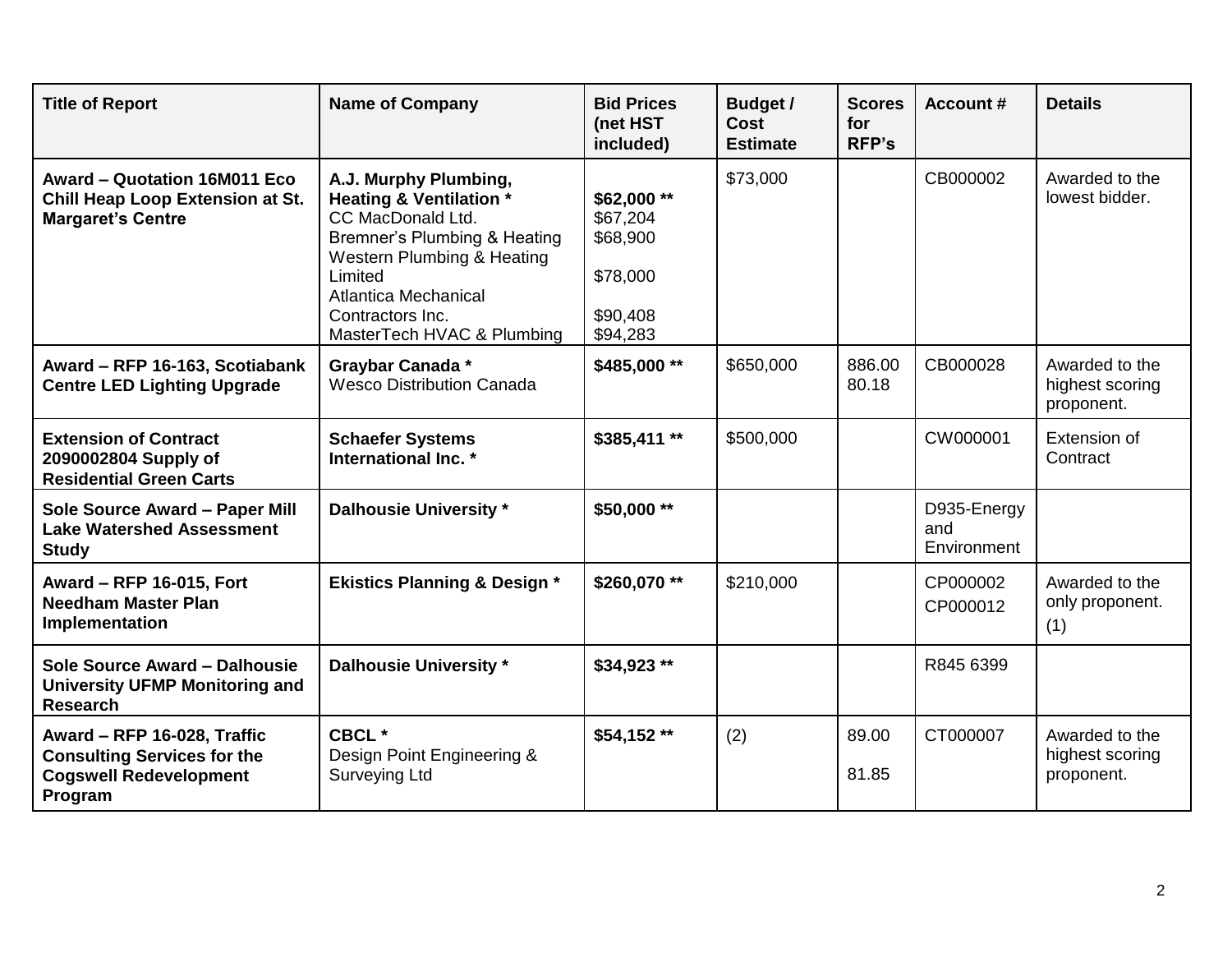| Title of Report | Name of Company | Bid Prices (net HST included) | Budget / Cost Estimate | Scores for RFP's | Account # | Details |
|---|---|---|---|---|---|---|
| **Award – Quotation 16M011 Eco Chill Heap Loop Extension at St. Margaret's Centre** | **A.J. Murphy Plumbing, Heating & Ventilation ***<br>CC MacDonald Ltd.<br>Bremner's Plumbing & Heating<br>Western Plumbing & Heating Limited<br>Atlantica Mechanical Contractors Inc.<br>MasterTech HVAC & Plumbing | **$62,000 ****<br>$67,204<br>$68,900<br>$78,000<br>$90,408<br>$94,283 | $73,000 | | CB000002 | Awarded to the lowest bidder. |
| **Award – RFP 16-163, Scotiabank Centre LED Lighting Upgrade** | **Graybar Canada ***<br>Wesco Distribution Canada | **$485,000 **** | $650,000 | 886.00<br>80.18 | CB000028 | Awarded to the highest scoring proponent. |
| **Extension of Contract 2090002804 Supply of Residential Green Carts** | **Schaefer Systems International Inc. *** | **$385,411 **** | $500,000 | | CW000001 | Extension of Contract |
| **Sole Source Award – Paper Mill Lake Watershed Assessment Study** | **Dalhousie University *** | **$50,000 **** | | | D935-Energy and Environment | |
| **Award – RFP 16-015, Fort Needham Master Plan Implementation** | **Ekistics Planning & Design *** | **$260,070 **** | $210,000 | | CP000002<br>CP000012 | Awarded to the only proponent. (1) |
| **Sole Source Award – Dalhousie University UFMP Monitoring and Research** | **Dalhousie University *** | **$34,923 **** | | | R845 6399 | |
| **Award – RFP 16-028, Traffic Consulting Services for the Cogswell Redevelopment Program** | **CBCL ***<br>Design Point Engineering & Surveying Ltd | **$54,152 **** | (2) | 89.00<br>81.85 | CT000007 | Awarded to the highest scoring proponent. |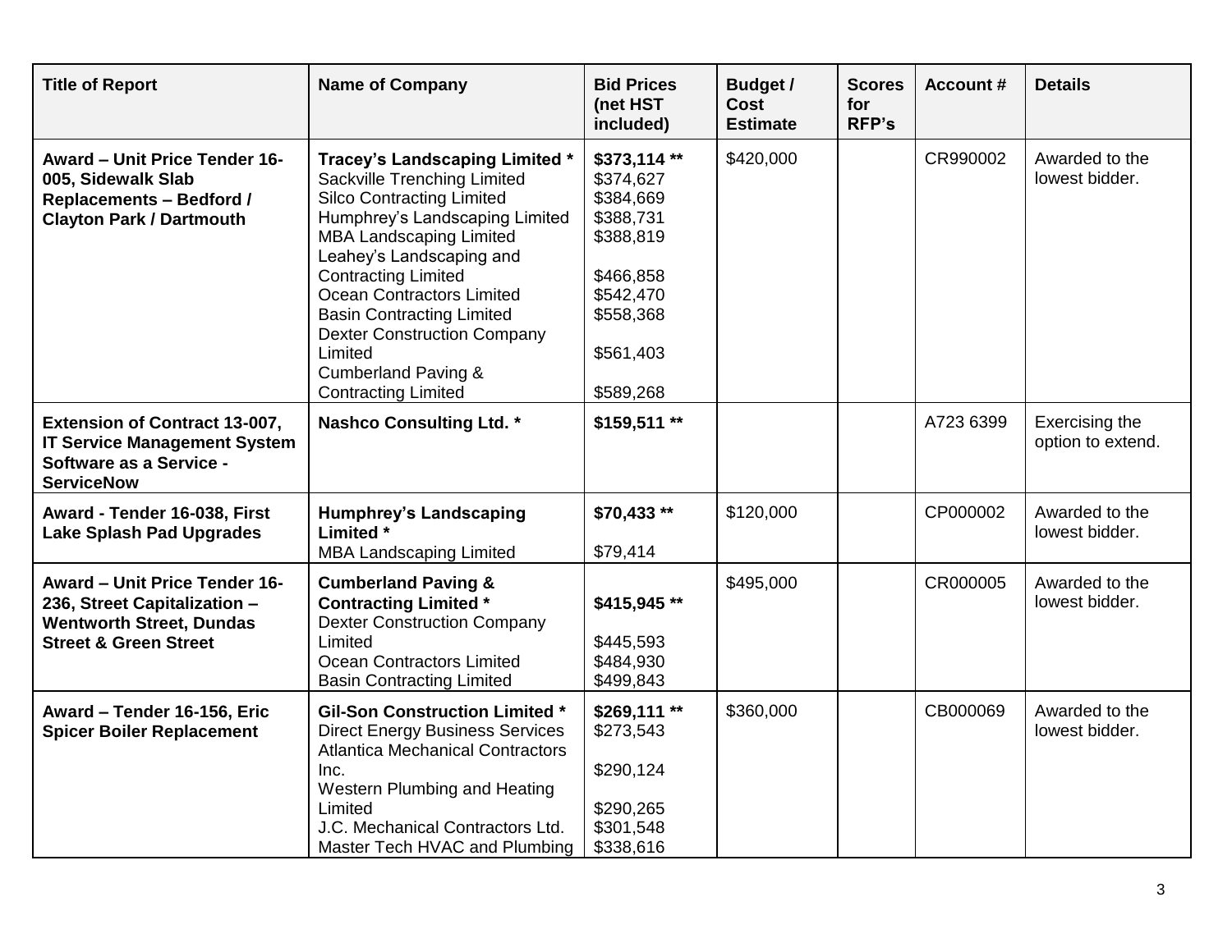| Title of Report | Name of Company | Bid Prices (net HST included) | Budget / Cost Estimate | Scores for RFP's | Account # | Details |
|---|---|---|---|---|---|---|
| **Award – Unit Price Tender 16-005, Sidewalk Slab Replacements – Bedford / Clayton Park / Dartmouth** | **Tracey's Landscaping Limited ***<br>Sackville Trenching Limited<br>Silco Contracting Limited<br>Humphrey's Landscaping Limited<br>MBA Landscaping Limited<br>Leahey's Landscaping and Contracting Limited<br>Ocean Contractors Limited<br>Basin Contracting Limited<br>Dexter Construction Company Limited<br>Cumberland Paving & Contracting Limited | **$373,114 ****<br>$374,627<br>$384,669<br>$388,731<br>$388,819<br>$466,858<br>$542,470<br>$558,368<br>$561,403<br>$589,268 | $420,000 | | CR990002 | Awarded to the lowest bidder. |
| **Extension of Contract 13-007, IT Service Management System Software as a Service - ServiceNow** | **Nashco Consulting Ltd. *** | **$159,511 **** | | | A723 6399 | Exercising the option to extend. |
| **Award - Tender 16-038, First Lake Splash Pad Upgrades** | **Humphrey's Landscaping Limited ***<br>MBA Landscaping Limited | **$70,433 ****<br>$79,414 | $120,000 | | CP000002 | Awarded to the lowest bidder. |
| **Award – Unit Price Tender 16-236, Street Capitalization – Wentworth Street, Dundas Street & Green Street** | **Cumberland Paving & Contracting Limited ***<br>Dexter Construction Company Limited<br>Ocean Contractors Limited<br>Basin Contracting Limited | **$415,945 ****<br>$445,593<br>$484,930<br>$499,843 | $495,000 | | CR000005 | Awarded to the lowest bidder. |
| **Award – Tender 16-156, Eric Spicer Boiler Replacement** | **Gil-Son Construction Limited ***<br>Direct Energy Business Services<br>Atlantica Mechanical Contractors Inc.<br>Western Plumbing and Heating Limited<br>J.C. Mechanical Contractors Ltd.<br>Master Tech HVAC and Plumbing | **$269,111 ****<br>$273,543<br>$290,124<br>$290,265<br>$301,548<br>$338,616 | $360,000 | | CB000069 | Awarded to the lowest bidder. |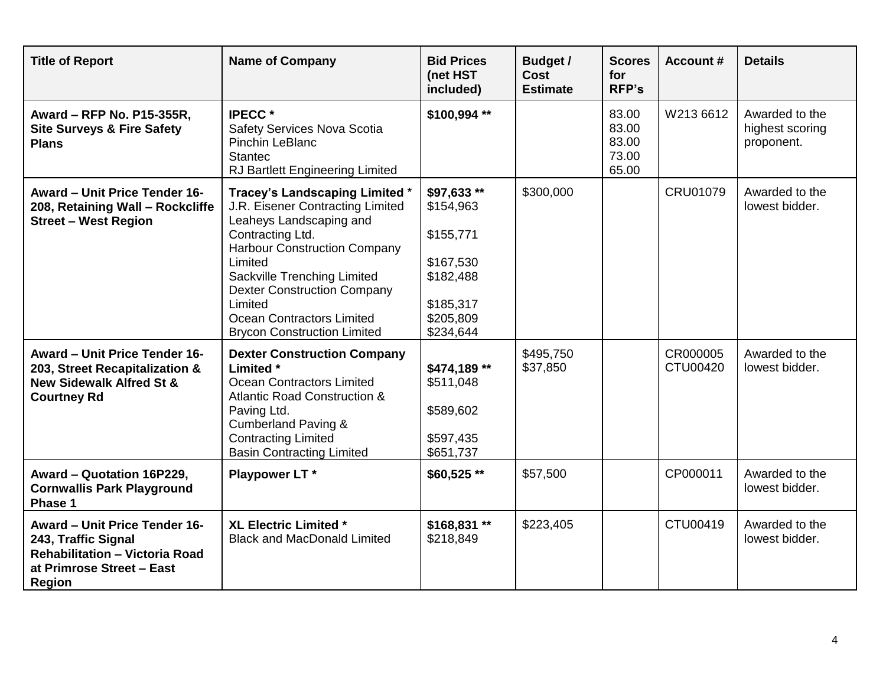| Title of Report | Name of Company | Bid Prices (net HST included) | Budget / Cost Estimate | Scores for RFP's | Account # | Details |
|---|---|---|---|---|---|---|
| **Award – RFP No. P15-355R, Site Surveys & Fire Safety Plans** | **IPECC** *<br>Safety Services Nova Scotia<br>Pinchin LeBlanc<br>Stantec<br>RJ Bartlett Engineering Limited | **$100,994** ** | | 83.00<br>83.00<br>83.00<br>73.00<br>65.00 | W213 6612 | Awarded to the highest scoring proponent. |
| **Award – Unit Price Tender 16-208, Retaining Wall – Rockcliffe Street – West Region** | **Tracey's Landscaping Limited** *<br>J.R. Eisener Contracting Limited<br>Leaheys Landscaping and Contracting Ltd.<br>Harbour Construction Company Limited<br>Sackville Trenching Limited<br>Dexter Construction Company Limited<br>Ocean Contractors Limited<br>Brycon Construction Limited | **$97,633** **<br>$154,963<br>$155,771<br>$167,530<br>$182,488<br>$185,317<br>$205,809<br>$234,644 | $300,000 | | CRU01079 | Awarded to the lowest bidder. |
| **Award – Unit Price Tender 16-203, Street Recapitalization & New Sidewalk Alfred St & Courtney Rd** | **Dexter Construction Company Limited** *<br>Ocean Contractors Limited<br>Atlantic Road Construction & Paving Ltd.<br>Cumberland Paving & Contracting Limited<br>Basin Contracting Limited | **$474,189** **<br>$511,048<br>$589,602<br>$597,435<br>$651,737 | $495,750<br>$37,850 | | CR000005<br>CTU00420 | Awarded to the lowest bidder. |
| **Award – Quotation 16P229, Cornwallis Park Playground Phase 1** | **Playpower LT** * | **$60,525** ** | $57,500 | | CP000011 | Awarded to the lowest bidder. |
| **Award – Unit Price Tender 16-243, Traffic Signal Rehabilitation – Victoria Road at Primrose Street – East Region** | **XL Electric Limited** *<br>Black and MacDonald Limited | **$168,831** **<br>$218,849 | $223,405 | | CTU00419 | Awarded to the lowest bidder. |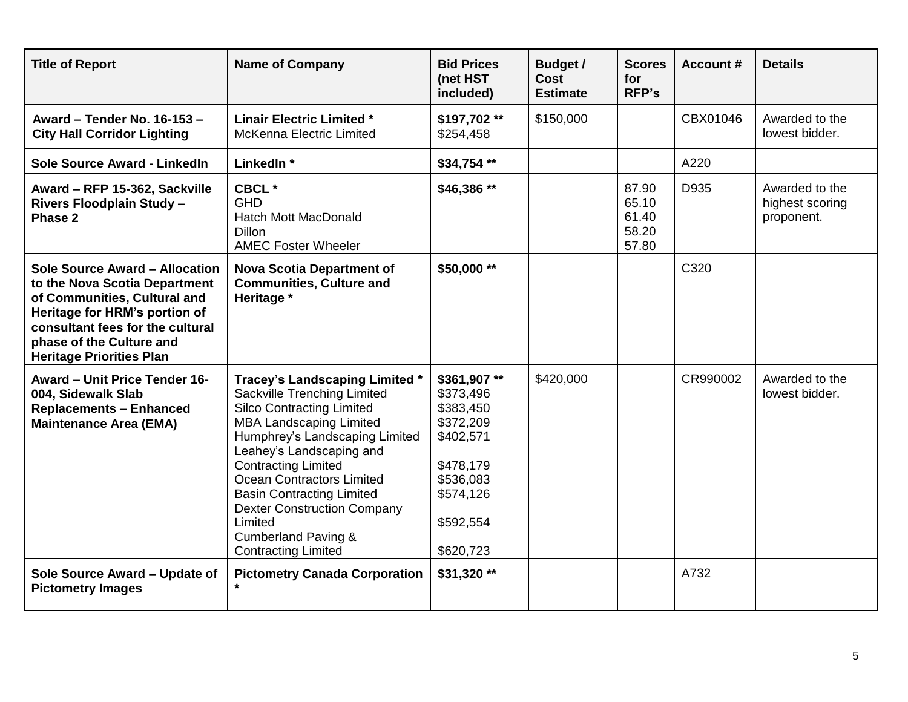| Title of Report | Name of Company | Bid Prices (net HST included) | Budget / Cost Estimate | Scores for RFP's | Account # | Details |
|---|---|---|---|---|---|---|
| **Award – Tender No. 16-153 – City Hall Corridor Lighting** | **Linair Electric Limited ***<br>McKenna Electric Limited | **$197,702 ****<br>$254,458 | $150,000 | | CBX01046 | Awarded to the lowest bidder. |
| **Sole Source Award - LinkedIn** | **LinkedIn *** | **$34,754 **** | | | A220 | |
| **Award – RFP 15-362, Sackville Rivers Floodplain Study – Phase 2** | **CBCL ***<br>GHD<br>Hatch Mott MacDonald<br>Dillon<br>AMEC Foster Wheeler | **$46,386 **** | | 87.90<br>65.10<br>61.40<br>58.20<br>57.80 | D935 | Awarded to the highest scoring proponent. |
| **Sole Source Award – Allocation to the Nova Scotia Department of Communities, Cultural and Heritage for HRM's portion of consultant fees for the cultural phase of the Culture and Heritage Priorities Plan** | **Nova Scotia Department of Communities, Culture and Heritage *** | **$50,000 **** | | | C320 | |
| **Award – Unit Price Tender 16-004, Sidewalk Slab Replacements – Enhanced Maintenance Area (EMA)** | **Tracey's Landscaping Limited ***<br>Sackville Trenching Limited<br>Silco Contracting Limited<br>MBA Landscaping Limited<br>Humphrey's Landscaping Limited<br>Leahey's Landscaping and Contracting Limited<br>Ocean Contractors Limited<br>Basin Contracting Limited<br>Dexter Construction Company Limited<br>Cumberland Paving & Contracting Limited | **$361,907 ****<br>$373,496<br>$383,450<br>$372,209<br>$402,571<br>$478,179<br>$536,083<br>$574,126<br>$592,554<br>$620,723 | $420,000 | | CR990002 | Awarded to the lowest bidder. |
| **Sole Source Award – Update of Pictometry Images** | **Pictometry Canada Corporation *** | **$31,320 **** | | | A732 | |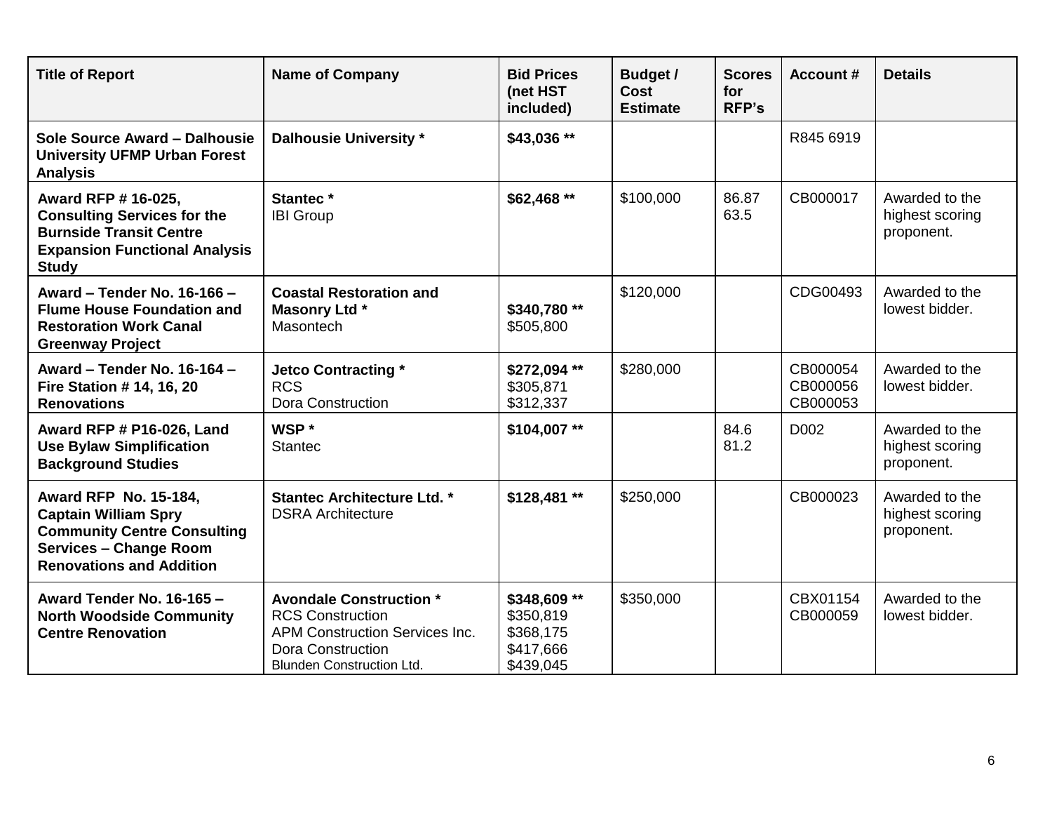| Title of Report | Name of Company | Bid Prices (net HST included) | Budget / Cost Estimate | Scores for RFP's | Account # | Details |
|---|---|---|---|---|---|---|
| **Sole Source Award – Dalhousie University UFMP Urban Forest Analysis** | **Dalhousie University *** | **$43,036 **** | | | R845 6919 | |
| **Award RFP # 16-025, Consulting Services for the Burnside Transit Centre Expansion Functional Analysis Study** | **Stantec ***<br>IBI Group | **$62,468 **** | $100,000 | 86.87<br>63.5 | CB000017 | Awarded to the highest scoring proponent. |
| **Award – Tender No. 16-166 – Flume House Foundation and Restoration Work Canal Greenway Project** | **Coastal Restoration and Masonry Ltd ***<br>Masontech | **$340,780 ****<br>$505,800 | $120,000 | | CDG00493 | Awarded to the lowest bidder. |
| **Award – Tender No. 16-164 – Fire Station # 14, 16, 20 Renovations** | **Jetco Contracting ***<br>RCS<br>Dora Construction | **$272,094 ****<br>$305,871<br>$312,337 | $280,000 | | CB000054<br>CB000056<br>CB000053 | Awarded to the lowest bidder. |
| **Award RFP # P16-026, Land Use Bylaw Simplification Background Studies** | **WSP ***<br>Stantec | **$104,007 **** | | 84.6<br>81.2 | D002 | Awarded to the highest scoring proponent. |
| **Award RFP No. 15-184, Captain William Spry Community Centre Consulting Services – Change Room Renovations and Addition** | **Stantec Architecture Ltd. ***<br>DSRA Architecture | **$128,481 **** | $250,000 | | CB000023 | Awarded to the highest scoring proponent. |
| **Award Tender No. 16-165 – North Woodside Community Centre Renovation** | **Avondale Construction ***<br>RCS Construction<br>APM Construction Services Inc.<br>Dora Construction<br>Blunden Construction Ltd. | **$348,609 ****<br>$350,819<br>$368,175<br>$417,666<br>$439,045 | $350,000 | | CBX01154<br>CB000059 | Awarded to the lowest bidder. |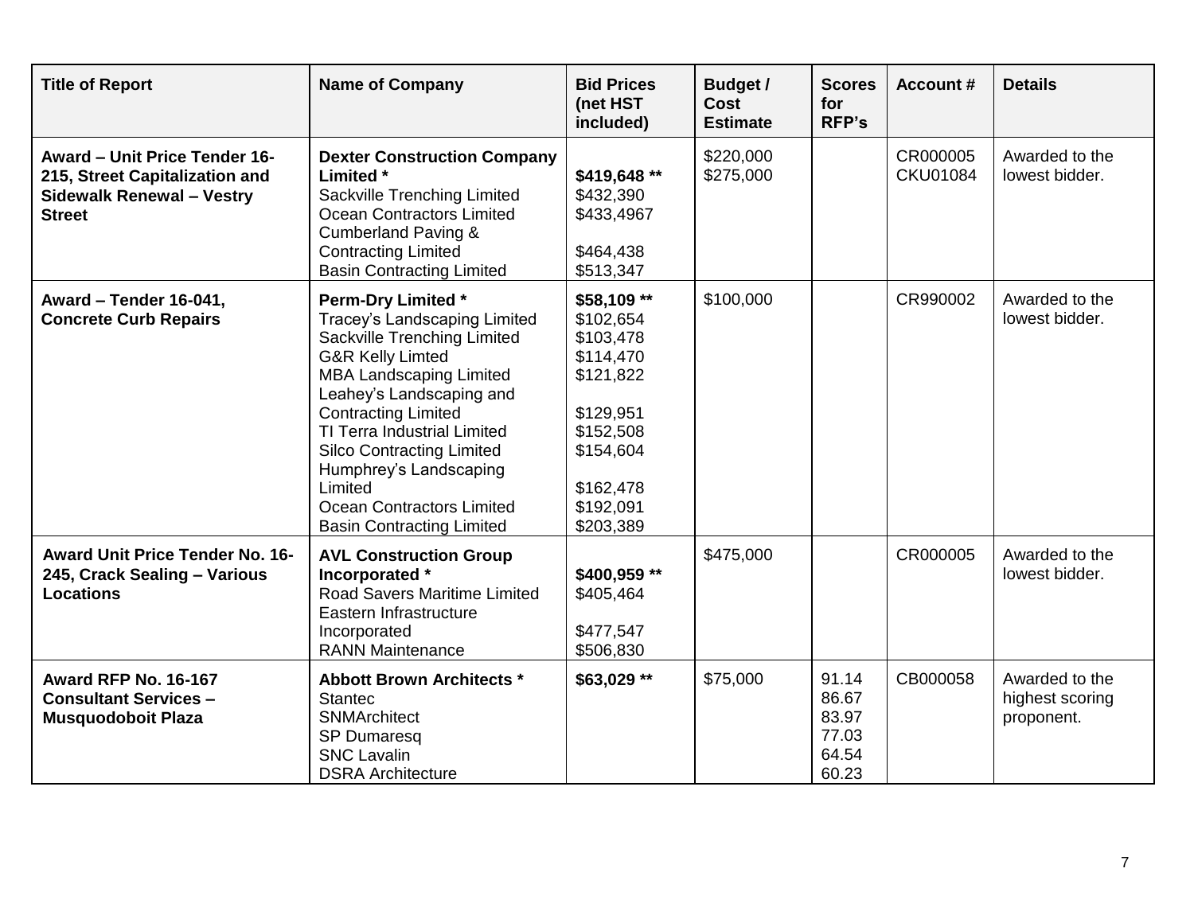| Title of Report | Name of Company | Bid Prices (net HST included) | Budget / Cost Estimate | Scores for RFP's | Account # | Details |
|---|---|---|---|---|---|---|
| **Award – Unit Price Tender 16-215, Street Capitalization and Sidewalk Renewal – Vestry Street** | **Dexter Construction Company Limited ***<br>Sackville Trenching Limited<br>Ocean Contractors Limited<br>Cumberland Paving & Contracting Limited<br>Basin Contracting Limited | **$419,648 ****<br>$432,390<br>$433,4967<br>$464,438<br>$513,347 | $220,000<br>$275,000 | | CR000005<br>CKU01084 | Awarded to the lowest bidder. |
| **Award – Tender 16-041, Concrete Curb Repairs** | **Perm-Dry Limited ***<br>Tracey's Landscaping Limited<br>Sackville Trenching Limited<br>G&R Kelly Limted<br>MBA Landscaping Limited<br>Leahey's Landscaping and Contracting Limited<br>TI Terra Industrial Limited<br>Silco Contracting Limited<br>Humphrey's Landscaping Limited<br>Ocean Contractors Limited<br>Basin Contracting Limited | **$58,109 ****<br>$102,654<br>$103,478<br>$114,470<br>$121,822<br>$129,951<br>$152,508<br>$154,604<br>$162,478<br>$192,091<br>$203,389 | $100,000 | | CR990002 | Awarded to the lowest bidder. |
| **Award Unit Price Tender No. 16-245, Crack Sealing – Various Locations** | **AVL Construction Group Incorporated ***<br>Road Savers Maritime Limited<br>Eastern Infrastructure Incorporated<br>RANN Maintenance | **$400,959 ****<br>$405,464<br>$477,547<br>$506,830 | $475,000 | | CR000005 | Awarded to the lowest bidder. |
| **Award RFP No. 16-167 Consultant Services – Musquodoboit Plaza** | **Abbott Brown Architects ***<br>Stantec<br>SNMArchitect<br>SP Dumaresq<br>SNC Lavalin<br>DSRA Architecture | **$63,029 **** | $75,000 | 91.14<br>86.67<br>83.97<br>77.03<br>64.54<br>60.23 | CB000058 | Awarded to the highest scoring proponent. |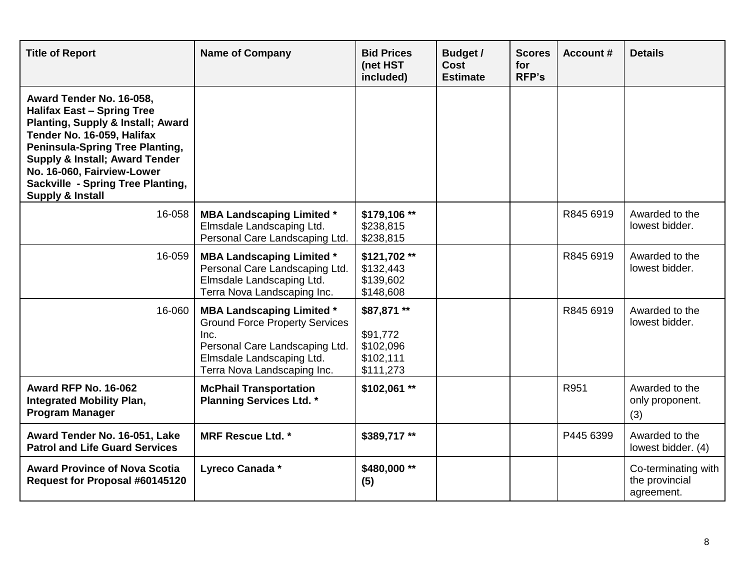| Title of Report | Name of Company | Bid Prices (net HST included) | Budget / Cost Estimate | Scores for RFP's | Account # | Details |
|---|---|---|---|---|---|---|
| **Award Tender No. 16-058, Halifax East – Spring Tree Planting, Supply & Install; Award Tender No. 16-059, Halifax Peninsula-Spring Tree Planting, Supply & Install; Award Tender No. 16-060, Fairview-Lower Sackville - Spring Tree Planting, Supply & Install** | | | | | | |
| 16-058 | **MBA Landscaping Limited ***<br>Elmsdale Landscaping Ltd.<br>Personal Care Landscaping Ltd. | **$179,106 ****<br>$238,815<br>$238,815 | | | R845 6919 | Awarded to the lowest bidder. |
| 16-059 | **MBA Landscaping Limited ***<br>Personal Care Landscaping Ltd.<br>Elmsdale Landscaping Ltd.<br>Terra Nova Landscaping Inc. | **$121,702 ****<br>$132,443<br>$139,602<br>$148,608 | | | R845 6919 | Awarded to the lowest bidder. |
| 16-060 | **MBA Landscaping Limited ***<br>Ground Force Property Services Inc.<br>Personal Care Landscaping Ltd.<br>Elmsdale Landscaping Ltd.<br>Terra Nova Landscaping Inc. | **$87,871 ****<br>$91,772<br>$102,096<br>$102,111<br>$111,273 | | | R845 6919 | Awarded to the lowest bidder. |
| **Award RFP No. 16-062 Integrated Mobility Plan, Program Manager** | **McPhail Transportation Planning Services Ltd. *** | **$102,061 **** | | | R951 | Awarded to the only proponent. (3) |
| **Award Tender No. 16-051, Lake Patrol and Life Guard Services** | **MRF Rescue Ltd. *** | **$389,717 **** | | | P445 6399 | Awarded to the lowest bidder. (4) |
| **Award Province of Nova Scotia Request for Proposal #60145120** | **Lyreco Canada *** | **$480,000 ** (5)** | | | | Co-terminating with the provincial agreement. |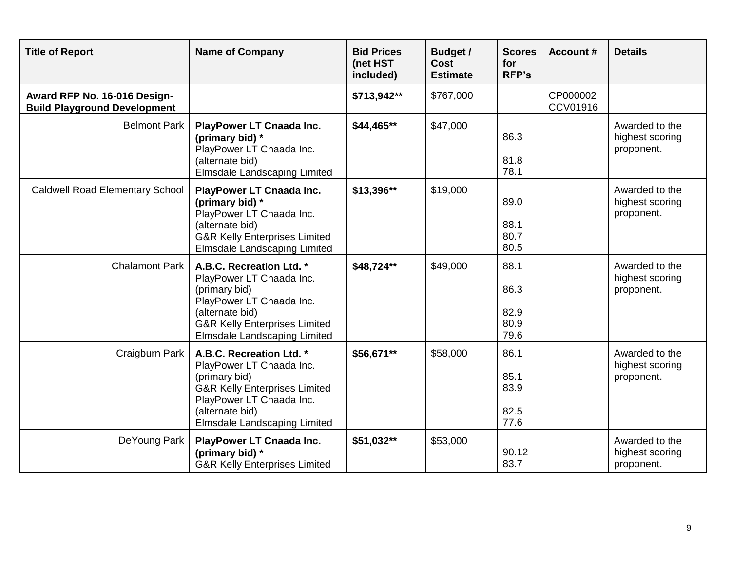| Title of Report | Name of Company | Bid Prices (net HST included) | Budget / Cost Estimate | Scores for RFP's | Account # | Details |
|---|---|---|---|---|---|---|
| **Award RFP No. 16-016 Design-Build Playground Development** | | **$713,942**** | $767,000 | | CP000002 CCV01916 | |
| Belmont Park | **PlayPower LT Cnaada Inc. (primary bid) ***<br>PlayPower LT Cnaada Inc. (alternate bid)<br>Elmsdale Landscaping Limited | **$44,465**** | $47,000 | 86.3<br>81.8<br>78.1 | | Awarded to the highest scoring proponent. |
| Caldwell Road Elementary School | **PlayPower LT Cnaada Inc. (primary bid) ***<br>PlayPower LT Cnaada Inc. (alternate bid)<br>G&R Kelly Enterprises Limited<br>Elmsdale Landscaping Limited | **$13,396**** | $19,000 | 89.0<br>88.1<br>80.7<br>80.5 | | Awarded to the highest scoring proponent. |
| Chalamont Park | **A.B.C. Recreation Ltd. ***<br>PlayPower LT Cnaada Inc. (primary bid)<br>PlayPower LT Cnaada Inc. (alternate bid)<br>G&R Kelly Enterprises Limited<br>Elmsdale Landscaping Limited | **$48,724**** | $49,000 | 88.1<br>86.3<br>82.9<br>80.9<br>79.6 | | Awarded to the highest scoring proponent. |
| Craigburn Park | **A.B.C. Recreation Ltd. ***<br>PlayPower LT Cnaada Inc. (primary bid)<br>G&R Kelly Enterprises Limited<br>PlayPower LT Cnaada Inc. (alternate bid)<br>Elmsdale Landscaping Limited | **$56,671**** | $58,000 | 86.1<br>85.1<br>83.9<br>82.5<br>77.6 | | Awarded to the highest scoring proponent. |
| DeYoung Park | **PlayPower LT Cnaada Inc. (primary bid) ***<br>G&R Kelly Enterprises Limited | **$51,032**** | $53,000 | 90.12<br>83.7 | | Awarded to the highest scoring proponent. |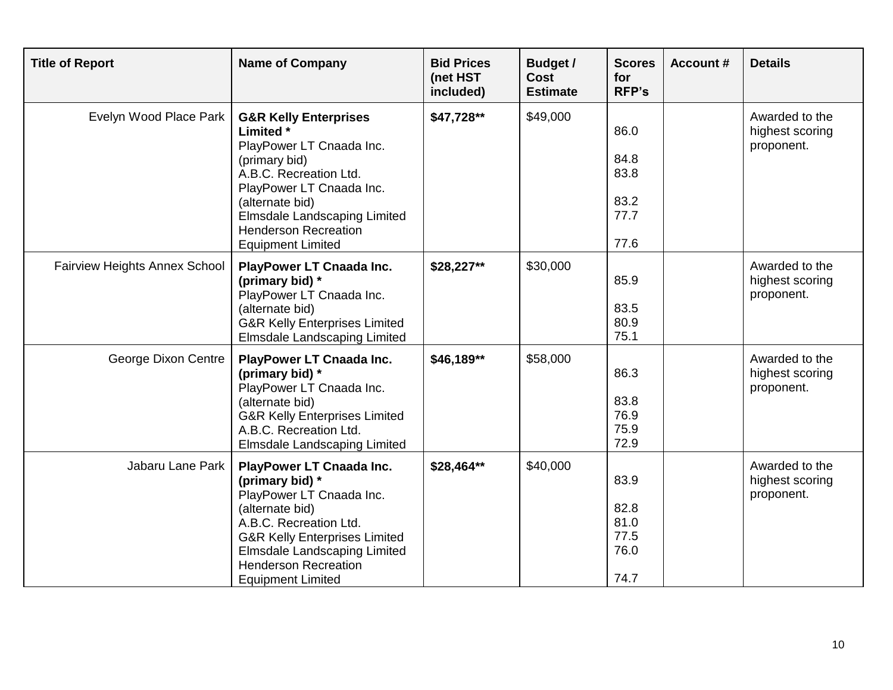| Title of Report | Name of Company | Bid Prices (net HST included) | Budget / Cost Estimate | Scores for RFP's | Account # | Details |
|---|---|---|---|---|---|---|
| Evelyn Wood Place Park | **G&R Kelly Enterprises Limited *** <br> PlayPower LT Cnaada Inc. (primary bid) <br> A.B.C. Recreation Ltd. <br> PlayPower LT Cnaada Inc. (alternate bid) <br> Elmsdale Landscaping Limited <br> Henderson Recreation Equipment Limited | **$47,728**** | $49,000 | 86.0 <br> 84.8 <br> 83.8 <br> 83.2 <br> 77.7 <br> 77.6 | | Awarded to the highest scoring proponent. |
| Fairview Heights Annex School | **PlayPower LT Cnaada Inc. (primary bid) *** <br> PlayPower LT Cnaada Inc. (alternate bid) <br> G&R Kelly Enterprises Limited <br> Elmsdale Landscaping Limited | **$28,227**** | $30,000 | 85.9 <br> 83.5 <br> 80.9 <br> 75.1 | | Awarded to the highest scoring proponent. |
| George Dixon Centre | **PlayPower LT Cnaada Inc. (primary bid) *** <br> PlayPower LT Cnaada Inc. (alternate bid) <br> G&R Kelly Enterprises Limited <br> A.B.C. Recreation Ltd. <br> Elmsdale Landscaping Limited | **$46,189**** | $58,000 | 86.3 <br> 83.8 <br> 76.9 <br> 75.9 <br> 72.9 | | Awarded to the highest scoring proponent. |
| Jabaru Lane Park | **PlayPower LT Cnaada Inc. (primary bid) *** <br> PlayPower LT Cnaada Inc. (alternate bid) <br> A.B.C. Recreation Ltd. <br> G&R Kelly Enterprises Limited <br> Elmsdale Landscaping Limited <br> Henderson Recreation Equipment Limited | **$28,464**** | $40,000 | 83.9 <br> 82.8 <br> 81.0 <br> 77.5 <br> 76.0 <br> 74.7 | | Awarded to the highest scoring proponent. |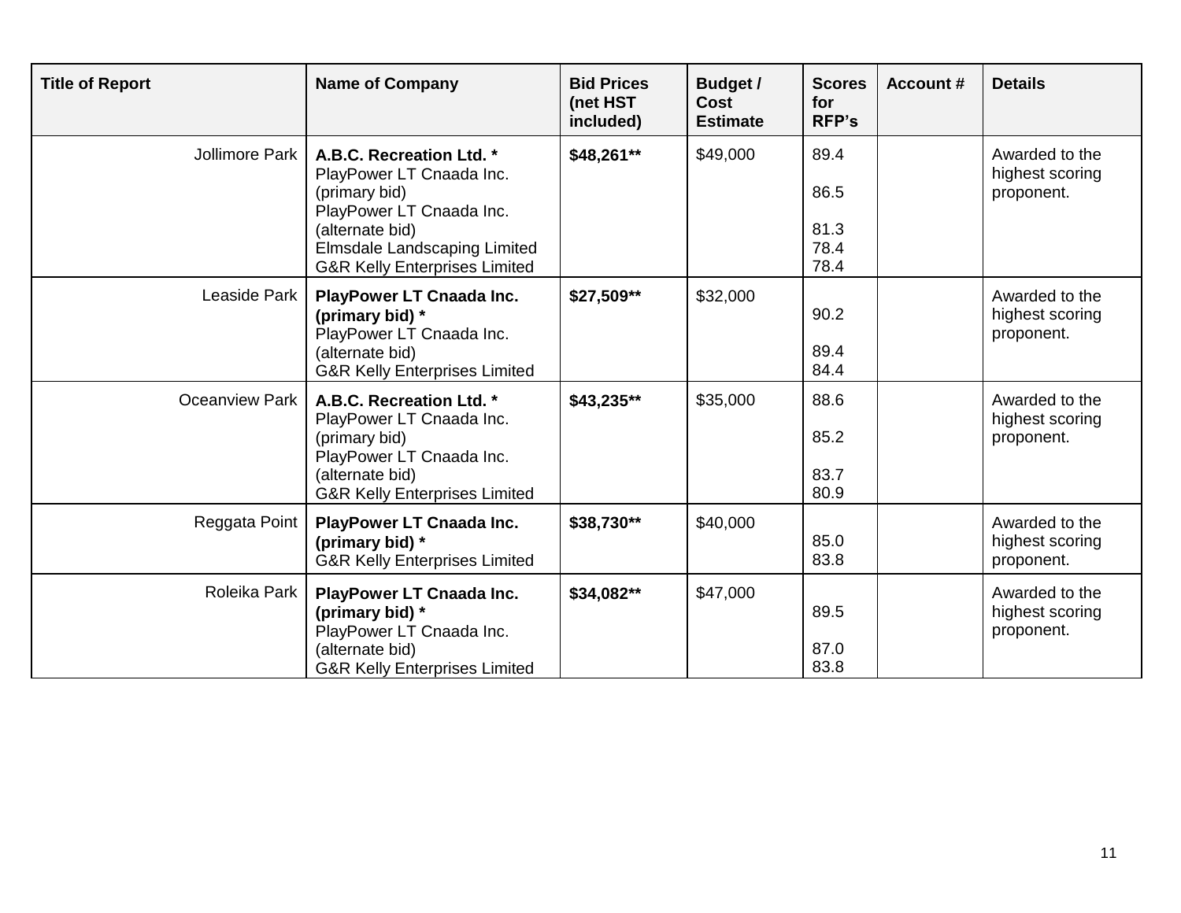| Title of Report | Name of Company | Bid Prices (net HST included) | Budget / Cost Estimate | Scores for RFP's | Account # | Details |
|---|---|---|---|---|---|---|
| Jollimore Park | **A.B.C. Recreation Ltd. ***<br>PlayPower LT Cnaada Inc. (primary bid)<br>PlayPower LT Cnaada Inc. (alternate bid)<br>Elmsdale Landscaping Limited<br>G&R Kelly Enterprises Limited | **$48,261**** | $49,000 | 89.4<br>86.5<br>81.3<br>78.4<br>78.4 | | Awarded to the highest scoring proponent. |
| Leaside Park | **PlayPower LT Cnaada Inc. (primary bid) ***<br>PlayPower LT Cnaada Inc. (alternate bid)<br>G&R Kelly Enterprises Limited | **$27,509**** | $32,000 | 90.2<br>89.4<br>84.4 | | Awarded to the highest scoring proponent. |
| Oceanview Park | **A.B.C. Recreation Ltd. ***<br>PlayPower LT Cnaada Inc. (primary bid)<br>PlayPower LT Cnaada Inc. (alternate bid)<br>G&R Kelly Enterprises Limited | **$43,235**** | $35,000 | 88.6<br>85.2<br>83.7<br>80.9 | | Awarded to the highest scoring proponent. |
| Reggata Point | **PlayPower LT Cnaada Inc. (primary bid) ***<br>G&R Kelly Enterprises Limited | **$38,730**** | $40,000 | 85.0<br>83.8 | | Awarded to the highest scoring proponent. |
| Roleika Park | **PlayPower LT Cnaada Inc. (primary bid) ***<br>PlayPower LT Cnaada Inc. (alternate bid)<br>G&R Kelly Enterprises Limited | **$34,082**** | $47,000 | 89.5<br>87.0<br>83.8 | | Awarded to the highest scoring proponent. |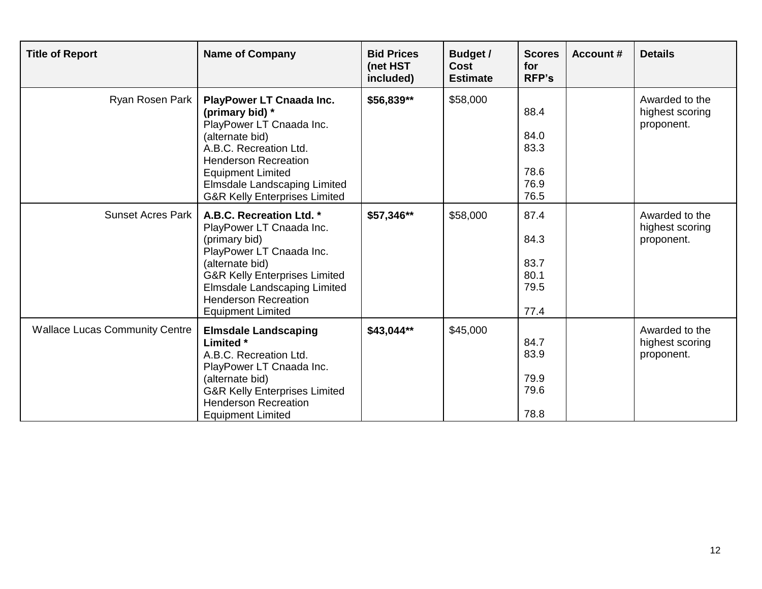| Title of Report | Name of Company | Bid Prices (net HST included) | Budget / Cost Estimate | Scores for RFP's | Account # | Details |
|---|---|---|---|---|---|---|
| Ryan Rosen Park | **PlayPower LT Cnaada Inc. (primary bid) ***<br>PlayPower LT Cnaada Inc. (alternate bid)<br>A.B.C. Recreation Ltd.<br>Henderson Recreation Equipment Limited<br>Elmsdale Landscaping Limited<br>G&R Kelly Enterprises Limited | **$56,839**** | $58,000 | 88.4<br>84.0<br>83.3<br>78.6<br>76.9<br>76.5 | | Awarded to the highest scoring proponent. |
| Sunset Acres Park | **A.B.C. Recreation Ltd. ***<br>PlayPower LT Cnaada Inc. (primary bid)<br>PlayPower LT Cnaada Inc. (alternate bid)<br>G&R Kelly Enterprises Limited<br>Elmsdale Landscaping Limited<br>Henderson Recreation Equipment Limited | **$57,346**** | $58,000 | 87.4<br>84.3<br>83.7<br>80.1<br>79.5<br>77.4 | | Awarded to the highest scoring proponent. |
| Wallace Lucas Community Centre | **Elmsdale Landscaping Limited ***<br>A.B.C. Recreation Ltd.<br>PlayPower LT Cnaada Inc. (alternate bid)<br>G&R Kelly Enterprises Limited<br>Henderson Recreation Equipment Limited | **$43,044**** | $45,000 | 84.7<br>83.9<br>79.9<br>79.6<br>78.8 | | Awarded to the highest scoring proponent. |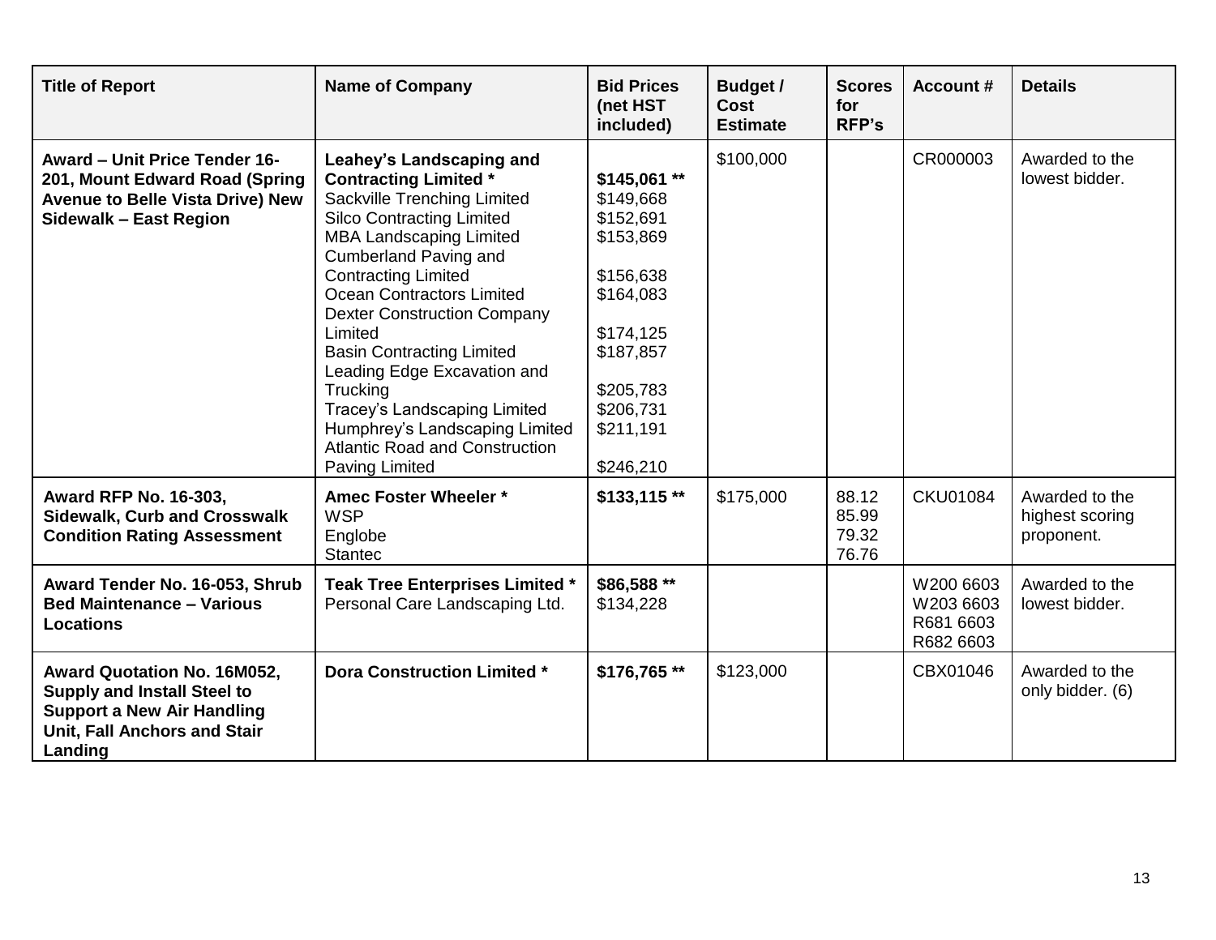| Title of Report | Name of Company | Bid Prices (net HST included) | Budget / Cost Estimate | Scores for RFP's | Account # | Details |
|---|---|---|---|---|---|---|
| **Award – Unit Price Tender 16-201, Mount Edward Road (Spring Avenue to Belle Vista Drive) New Sidewalk – East Region** | **Leahey's Landscaping and Contracting Limited ***<br>Sackville Trenching Limited<br>Silco Contracting Limited<br>MBA Landscaping Limited<br>Cumberland Paving and Contracting Limited<br>Ocean Contractors Limited<br>Dexter Construction Company Limited<br>Basin Contracting Limited<br>Leading Edge Excavation and Trucking<br>Tracey's Landscaping Limited<br>Humphrey's Landscaping Limited<br>Atlantic Road and Construction Paving Limited | **$145,061 ****<br>$149,668<br>$152,691<br>$153,869<br>$156,638<br>$164,083<br>$174,125<br>$187,857<br>$205,783<br>$206,731<br>$211,191<br>$246,210 | $100,000 | | CR000003 | Awarded to the lowest bidder. |
| **Award RFP No. 16-303, Sidewalk, Curb and Crosswalk Condition Rating Assessment** | **Amec Foster Wheeler ***<br>WSP<br>Englobe<br>Stantec | **$133,115 **** | $175,000 | 88.12<br>85.99<br>79.32<br>76.76 | CKU01084 | Awarded to the highest scoring proponent. |
| **Award Tender No. 16-053, Shrub Bed Maintenance – Various Locations** | **Teak Tree Enterprises Limited ***<br>Personal Care Landscaping Ltd. | **$86,588 ****<br>$134,228 | | | W200 6603<br>W203 6603<br>R681 6603<br>R682 6603 | Awarded to the lowest bidder. |
| **Award Quotation No. 16M052, Supply and Install Steel to Support a New Air Handling Unit, Fall Anchors and Stair Landing** | **Dora Construction Limited *** | **$176,765 **** | $123,000 | | CBX01046 | Awarded to the only bidder. (6) |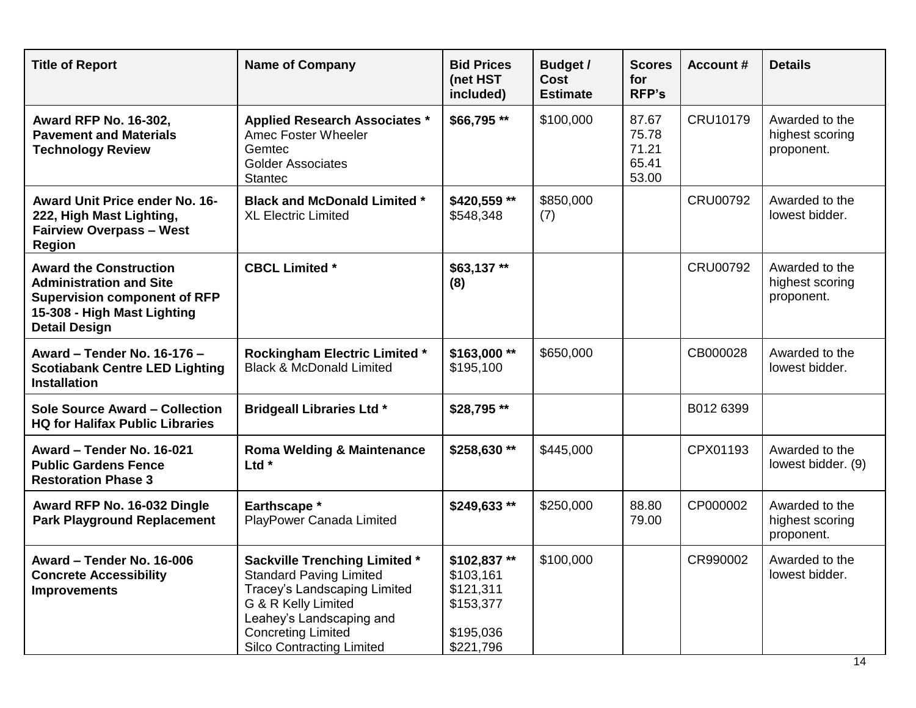| Title of Report | Name of Company | Bid Prices (net HST included) | Budget / Cost Estimate | Scores for RFP's | Account # | Details |
|---|---|---|---|---|---|---|
| **Award RFP No. 16-302, Pavement and Materials Technology Review** | **Applied Research Associates ***<br>Amec Foster Wheeler<br>Gemtec<br>Golder Associates<br>Stantec | **$66,795 **** | $100,000 | 87.67<br>75.78<br>71.21<br>65.41<br>53.00 | CRU10179 | Awarded to the highest scoring proponent. |
| **Award Unit Price ender No. 16-222, High Mast Lighting, Fairview Overpass – West Region** | **Black and McDonald Limited ***<br>XL Electric Limited | **$420,559 ****<br>$548,348 | $850,000 (7) | | CRU00792 | Awarded to the lowest bidder. |
| **Award the Construction Administration and Site Supervision component of RFP 15-308 - High Mast Lighting Detail Design** | **CBCL Limited *** | **$63,137 ** (8)** | | | CRU00792 | Awarded to the highest scoring proponent. |
| **Award – Tender No. 16-176 – Scotiabank Centre LED Lighting Installation** | **Rockingham Electric Limited ***<br>Black & McDonald Limited | **$163,000 ****<br>$195,100 | $650,000 | | CB000028 | Awarded to the lowest bidder. |
| **Sole Source Award – Collection HQ for Halifax Public Libraries** | **Bridgeall Libraries Ltd *** | **$28,795 **** | | | B012 6399 | |
| **Award – Tender No. 16-021 Public Gardens Fence Restoration Phase 3** | **Roma Welding & Maintenance Ltd *** | **$258,630 **** | $445,000 | | CPX01193 | Awarded to the lowest bidder. (9) |
| **Award RFP No. 16-032 Dingle Park Playground Replacement** | **Earthscape ***<br>PlayPower Canada Limited | **$249,633 **** | $250,000 | 88.80<br>79.00 | CP000002 | Awarded to the highest scoring proponent. |
| **Award – Tender No. 16-006 Concrete Accessibility Improvements** | **Sackville Trenching Limited ***<br>Standard Paving Limited<br>Tracey's Landscaping Limited<br>G & R Kelly Limited<br>Leahey's Landscaping and Concreting Limited<br>Silco Contracting Limited | **$102,837 ****<br>$103,161<br>$121,311<br>$153,377<br>$195,036<br>$221,796 | $100,000 | | CR990002 | Awarded to the lowest bidder. |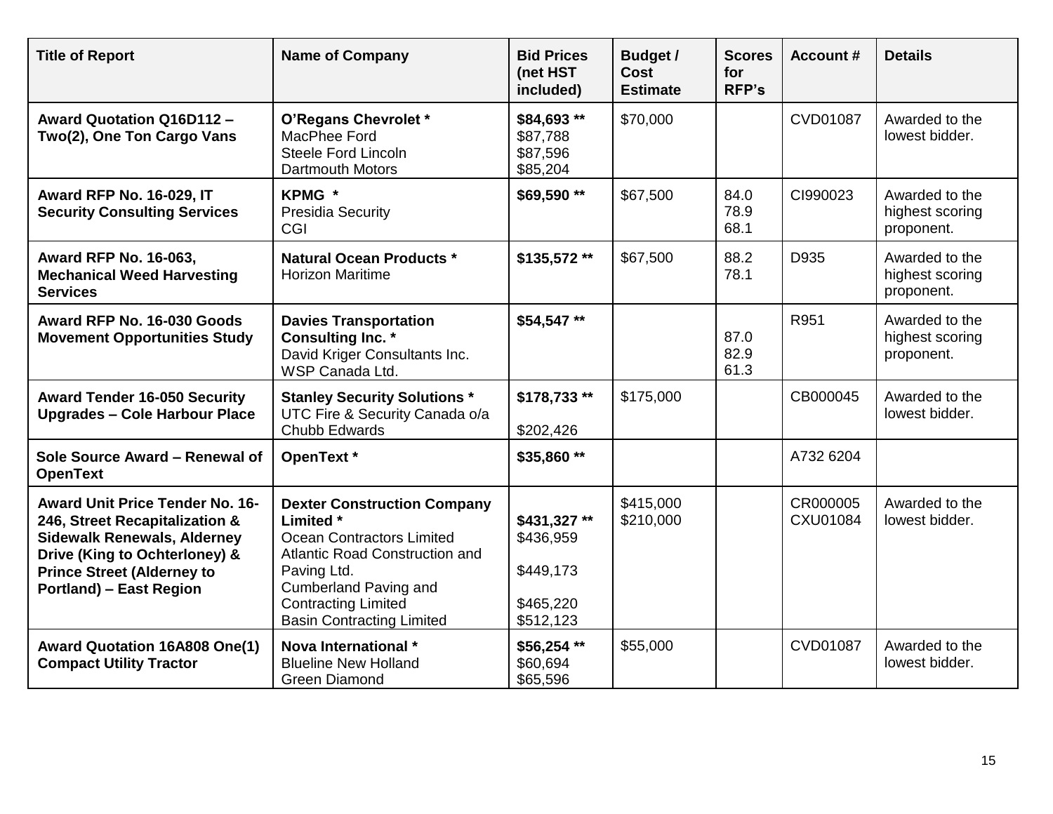| Title of Report | Name of Company | Bid Prices (net HST included) | Budget / Cost Estimate | Scores for RFP's | Account # | Details |
|---|---|---|---|---|---|---|
| **Award Quotation Q16D112 – Two(2), One Ton Cargo Vans** | **O'Regans Chevrolet ***<br>MacPhee Ford<br>Steele Ford Lincoln<br>Dartmouth Motors | **$84,693 ****<br>$87,788<br>$87,596<br>$85,204 | $70,000 | | CVD01087 | Awarded to the lowest bidder. |
| **Award RFP No. 16-029, IT Security Consulting Services** | **KPMG ***<br>Presidia Security<br>CGI | **$69,590 **** | $67,500 | 84.0<br>78.9<br>68.1 | CI990023 | Awarded to the highest scoring proponent. |
| **Award RFP No. 16-063, Mechanical Weed Harvesting Services** | **Natural Ocean Products ***<br>Horizon Maritime | **$135,572 **** | $67,500 | 88.2<br>78.1 | D935 | Awarded to the highest scoring proponent. |
| **Award RFP No. 16-030 Goods Movement Opportunities Study** | **Davies Transportation Consulting Inc. ***<br>David Kriger Consultants Inc.<br>WSP Canada Ltd. | **$54,547 **** | | 87.0<br>82.9<br>61.3 | R951 | Awarded to the highest scoring proponent. |
| **Award Tender 16-050 Security Upgrades – Cole Harbour Place** | **Stanley Security Solutions ***<br>UTC Fire & Security Canada o/a Chubb Edwards | **$178,733 ****<br>$202,426 | $175,000 | | CB000045 | Awarded to the lowest bidder. |
| **Sole Source Award – Renewal of OpenText** | **OpenText *** | **$35,860 **** | | | A732 6204 | |
| **Award Unit Price Tender No. 16-246, Street Recapitalization & Sidewalk Renewals, Alderney Drive (King to Ochterloney) & Prince Street (Alderney to Portland) – East Region** | **Dexter Construction Company Limited ***<br>Ocean Contractors Limited<br>Atlantic Road Construction and Paving Ltd.<br>Cumberland Paving and Contracting Limited<br>Basin Contracting Limited | **$431,327 ****<br>$436,959<br>$449,173<br>$465,220<br>$512,123 | $415,000<br>$210,000 | | CR000005<br>CXU01084 | Awarded to the lowest bidder. |
| **Award Quotation 16A808 One(1) Compact Utility Tractor** | **Nova International ***<br>Blueline New Holland<br>Green Diamond | **$56,254 ****<br>$60,694<br>$65,596 | $55,000 | | CVD01087 | Awarded to the lowest bidder. |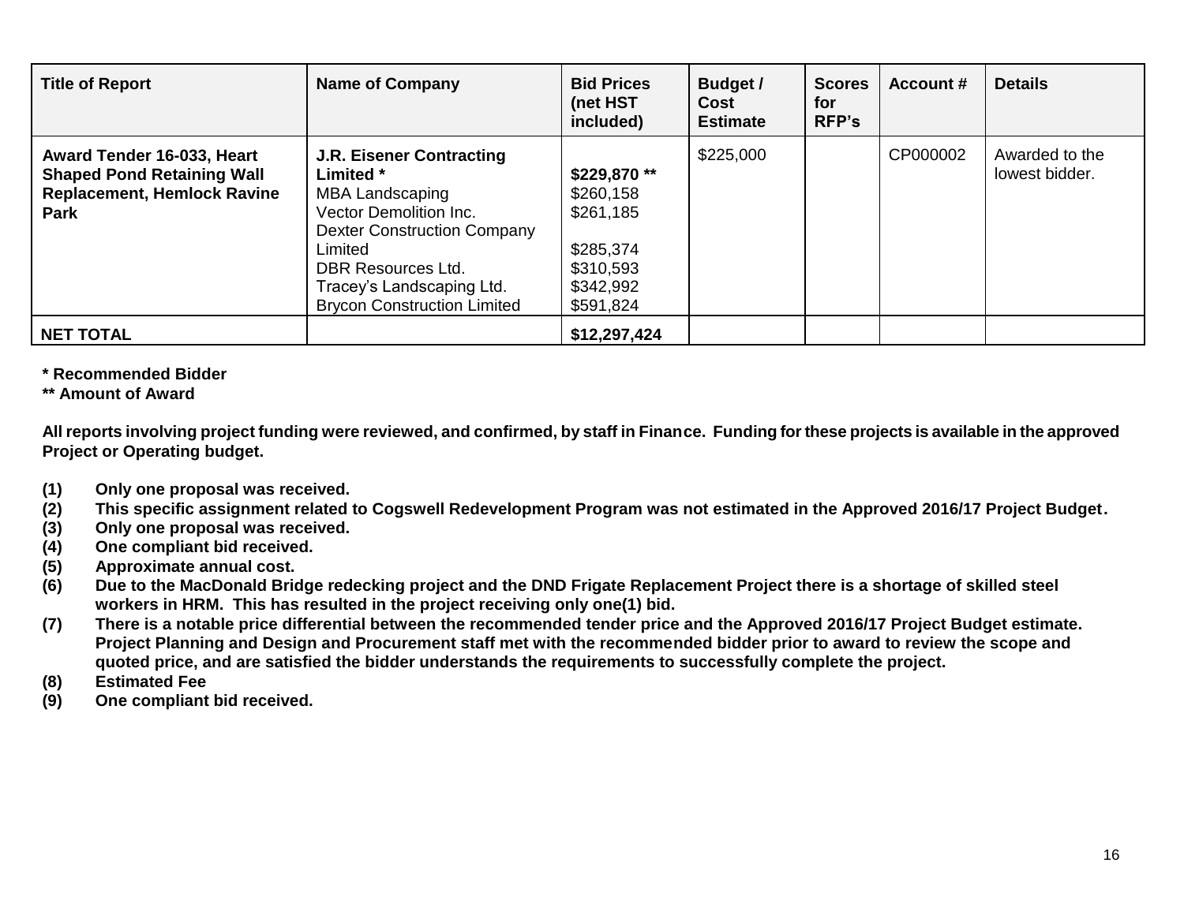| Title of Report | Name of Company | Bid Prices (net HST included) | Budget / Cost Estimate | Scores for RFP's | Account # | Details |
|---|---|---|---|---|---|---|
| **Award Tender 16-033, Heart Shaped Pond Retaining Wall Replacement, Hemlock Ravine Park** | **J.R. Eisener Contracting Limited ***<br>MBA Landscaping<br>Vector Demolition Inc.<br>Dexter Construction Company Limited<br>DBR Resources Ltd.<br>Tracey's Landscaping Ltd.<br>Brycon Construction Limited | **$229,870 ****<br>$260,158<br>$261,185<br>$285,374<br>$310,593<br>$342,992<br>$591,824 | $225,000 | | CP000002 | Awarded to the lowest bidder. |
| **NET TOTAL** | | **$12,297,424** | | | | |

**\* Recommended Bidder**
**\*\* Amount of Award**

**All reports involving project funding were reviewed, and confirmed, by staff in Finance. Funding for these projects is available in the approved Project or Operating budget.**

**(1) Only one proposal was received.**
**(2) This specific assignment related to Cogswell Redevelopment Program was not estimated in the Approved 2016/17 Project Budget.**
**(3) Only one proposal was received.**
**(4) One compliant bid received.**
**(5) Approximate annual cost.**
**(6) Due to the MacDonald Bridge redecking project and the DND Frigate Replacement Project there is a shortage of skilled steel workers in HRM. This has resulted in the project receiving only one(1) bid.**
**(7) There is a notable price differential between the recommended tender price and the Approved 2016/17 Project Budget estimate. Project Planning and Design and Procurement staff met with the recommended bidder prior to award to review the scope and quoted price, and are satisfied the bidder understands the requirements to successfully complete the project.**
**(8) Estimated Fee**
**(9) One compliant bid received.**